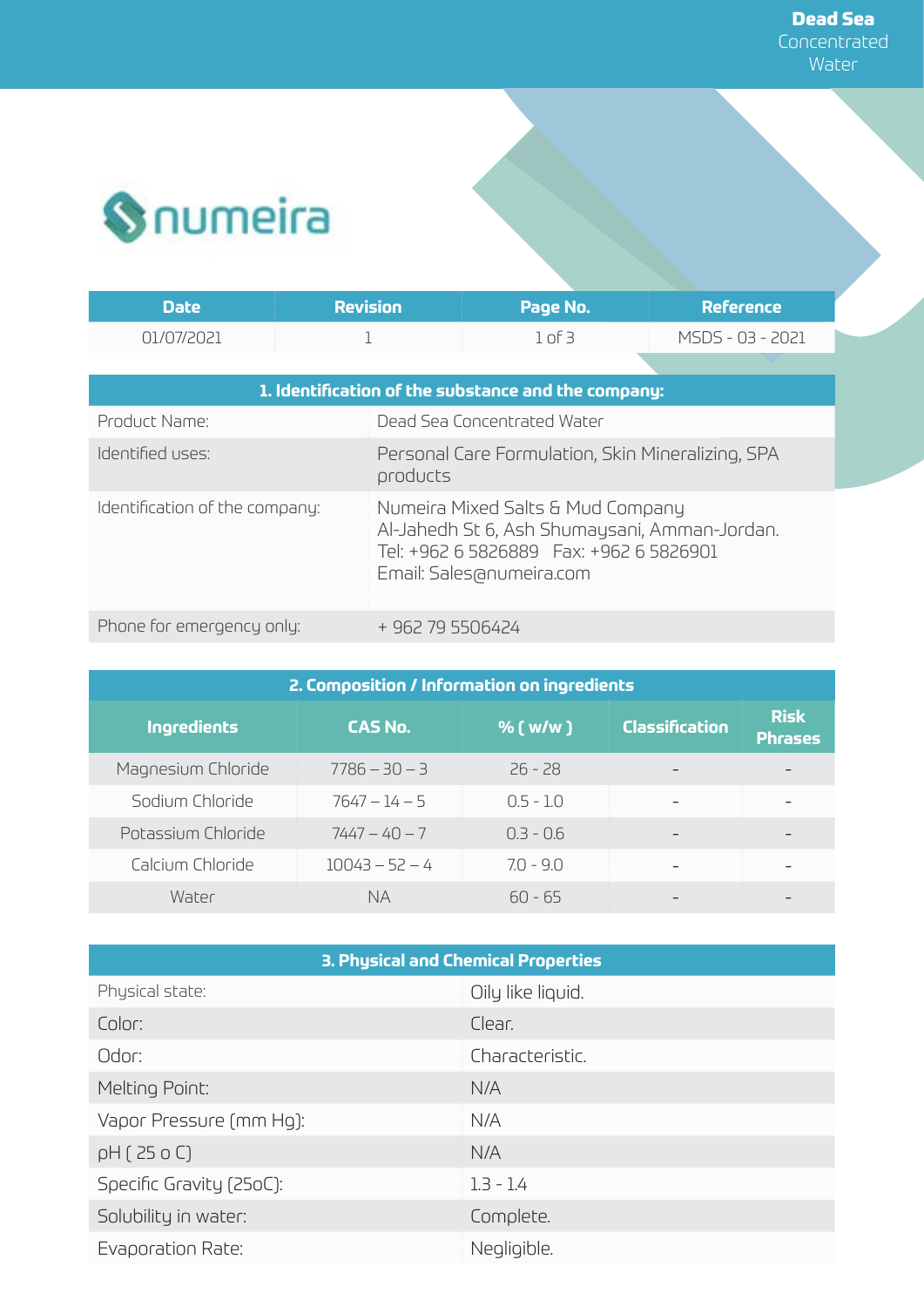# Dead Sea Concentrated Water

numeira

| Date | Revision | Page No. | Reference |
|---|---|---|---|
| 01/07/2021 | 1 | 1 of 3 | MSDS - 03 - 2021 |

| 1. Identification of the substance and the company: | |
|---|---|
| Product Name: | Dead Sea Concentrated Water |
| Identified uses: | Personal Care Formulation, Skin Mineralizing, SPA products |
| Identification of the company: | Numeira Mixed Salts & Mud Company<br>Al-Jahedh St 6, Ash Shumaysani, Amman-Jordan.<br>Tel: +962 6 5826889 Fax: +962 6 5826901<br>Email: Sales@numeira.com |
| Phone for emergency only: | + 962 79 5506424 |

## 2. Composition / Information on ingredients

| Ingredients | CAS No. | % ( w/w ) | Classification | Risk Phrases |
|---|---|---|---|---|
| Magnesium Chloride | 7786 – 30 – 3 | 26 - 28 | - | - |
| Sodium Chloride | 7647 – 14 – 5 | 0.5 - 1.0 | - | - |
| Potassium Chloride | 7447 – 40 – 7 | 0.3 - 0.6 | - | - |
| Calcium Chloride | 10043 – 52 – 4 | 7.0 - 9.0 | - | - |
| Water | NA | 60 - 65 | - | - |

## 3. Physical and Chemical Properties

| Property | Value |
|---|---|
| Physical state: | Oily like liquid. |
| Color: | Clear. |
| Odor: | Characteristic. |
| Melting Point: | N/A |
| Vapor Pressure (mm Hg): | N/A |
| pH ( 25 o C) | N/A |
| Specific Gravity (25oC): | 1.3 - 1.4 |
| Solubility in water: | Complete. |
| Evaporation Rate: | Negligible. |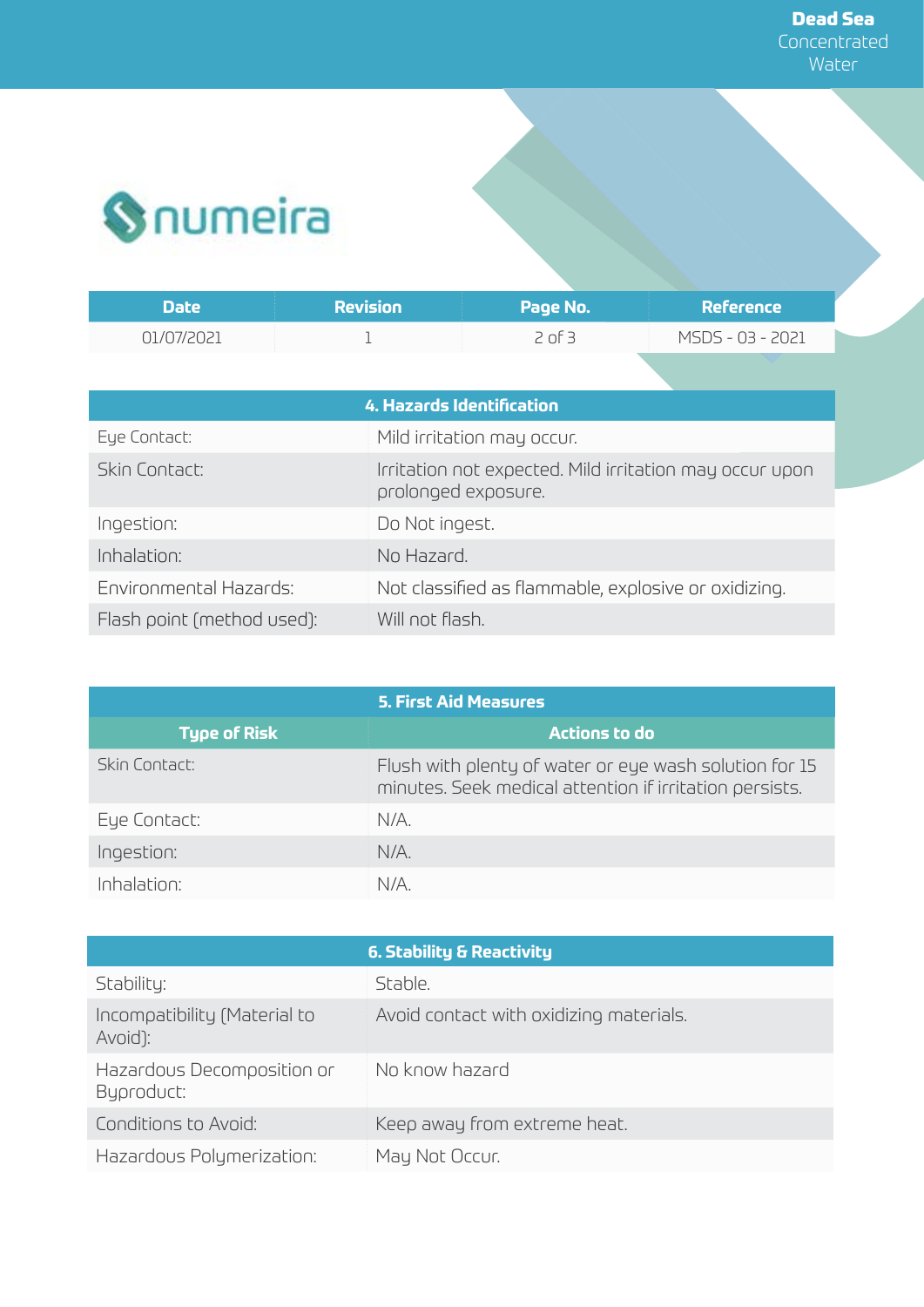| Date | Revision | Page No. | Reference |
|---|---|---|---|
| 01/07/2021 | 1 | 2 of 3 | MSDS - 03 - 2021 |

## 4. Hazards Identification

| | |
|---|---|
| Eye Contact: | Mild irritation may occur. |
| Skin Contact: | Irritation not expected. Mild irritation may occur upon prolonged exposure. |
| Ingestion: | Do Not ingest. |
| Inhalation: | No Hazard. |
| Environmental Hazards: | Not classified as flammable, explosive or oxidizing. |
| Flash point (method used): | Will not flash. |

## 5. First Aid Measures

| Type of Risk | Actions to do |
|---|---|
| Skin Contact: | Flush with plenty of water or eye wash solution for 15 minutes. Seek medical attention if irritation persists. |
| Eye Contact: | N/A. |
| Ingestion: | N/A. |
| Inhalation: | N/A. |

## 6. Stability & Reactivity

| | |
|---|---|
| Stability: | Stable. |
| Incompatibility (Material to Avoid): | Avoid contact with oxidizing materials. |
| Hazardous Decomposition or Byproduct: | No know hazard |
| Conditions to Avoid: | Keep away from extreme heat. |
| Hazardous Polymerization: | May Not Occur. |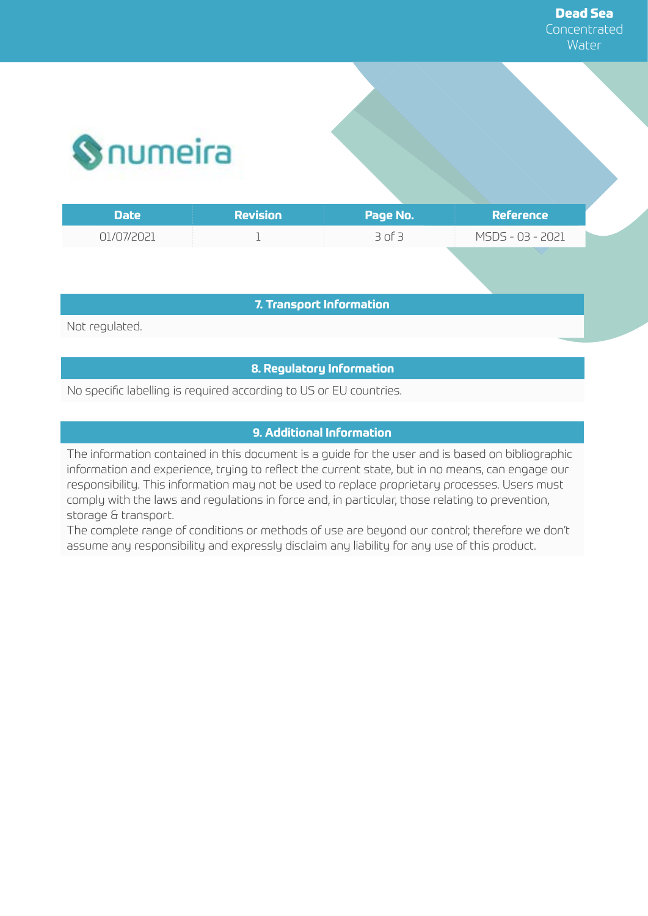| Date | Revision | Page No. | Reference |
| --- | --- | --- | --- |
| 01/07/2021 | 1 | 3 of 3 | MSDS - 03 - 2021 |

## 7. Transport Information

Not regulated.

## 8. Regulatory Information

No specific labelling is required according to US or EU countries.

## 9. Additional Information

The information contained in this document is a guide for the user and is based on bibliographic information and experience, trying to reflect the current state, but in no means, can engage our responsibility. This information may not be used to replace proprietary processes. Users must comply with the laws and regulations in force and, in particular, those relating to prevention, storage & transport.

The complete range of conditions or methods of use are beyond our control; therefore we don't assume any responsibility and expressly disclaim any liability for any use of this product.